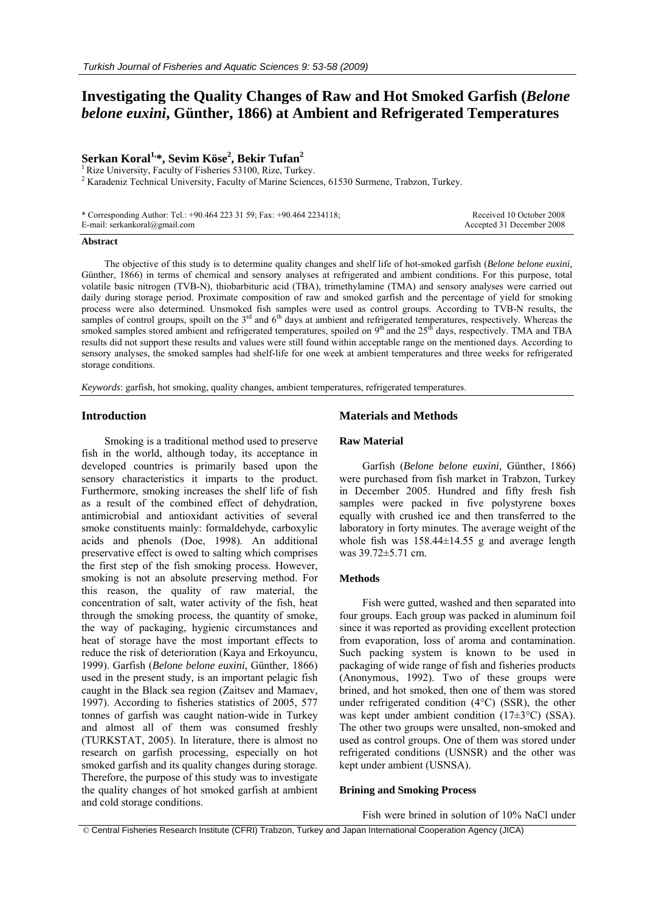# Investigating the Quality Changes of Raw and Hot Smoked Garfish (*Belone belone euxini*, Günther, 1866) at Ambient and Refrigerated Temperatures

**Serkan Koral[1,*], Sevim Köse[2], Bekir Tufan[2]**

[1] Rize University, Faculty of Fisheries 53100, Rize, Turkey.

[2] Karadeniz Technical University, Faculty of Marine Sciences, 61530 Surmene, Trabzon, Turkey.

\* Corresponding Author: Tel.: +90.464 223 31 59; Fax: +90.464 2234118;
E-mail: serkankoral@gmail.com

Received 10 October 2008
Accepted 31 December 2008

## Abstract

The objective of this study is to determine quality changes and shelf life of hot-smoked garfish (*Belone belone euxini*, Günther, 1866) in terms of chemical and sensory analyses at refrigerated and ambient conditions. For this purpose, total volatile basic nitrogen (TVB-N), thiobarbituric acid (TBA), trimethylamine (TMA) and sensory analyses were carried out daily during storage period. Proximate composition of raw and smoked garfish and the percentage of yield for smoking process were also determined. Unsmoked fish samples were used as control groups. According to TVB-N results, the samples of control groups, spoilt on the 3rd and 6th days at ambient and refrigerated temperatures, respectively. Whereas the smoked samples stored ambient and refrigerated temperatures, spoiled on 9th and the 25th days, respectively. TMA and TBA results did not support these results and values were still found within acceptable range on the mentioned days. According to sensory analyses, the smoked samples had shelf-life for one week at ambient temperatures and three weeks for refrigerated storage conditions.

*Keywords*: garfish, hot smoking, quality changes, ambient temperatures, refrigerated temperatures.

## Introduction

Smoking is a traditional method used to preserve fish in the world, although today, its acceptance in developed countries is primarily based upon the sensory characteristics it imparts to the product. Furthermore, smoking increases the shelf life of fish as a result of the combined effect of dehydration, antimicrobial and antioxidant activities of several smoke constituents mainly: formaldehyde, carboxylic acids and phenols (Doe, 1998). An additional preservative effect is owed to salting which comprises the first step of the fish smoking process. However, smoking is not an absolute preserving method. For this reason, the quality of raw material, the concentration of salt, water activity of the fish, heat through the smoking process, the quantity of smoke, the way of packaging, hygienic circumstances and heat of storage have the most important effects to reduce the risk of deterioration (Kaya and Erkoyuncu, 1999). Garfish (*Belone belone euxini*, Günther, 1866) used in the present study, is an important pelagic fish caught in the Black sea region (Zaitsev and Mamaev, 1997). According to fisheries statistics of 2005, 577 tonnes of garfish was caught nation-wide in Turkey and almost all of them was consumed freshly (TURKSTAT, 2005). In literature, there is almost no research on garfish processing, especially on hot smoked garfish and its quality changes during storage. Therefore, the purpose of this study was to investigate the quality changes of hot smoked garfish at ambient and cold storage conditions.

## Materials and Methods

### Raw Material

Garfish (*Belone belone euxini*, Günther, 1866) were purchased from fish market in Trabzon, Turkey in December 2005. Hundred and fifty fresh fish samples were packed in five polystyrene boxes equally with crushed ice and then transferred to the laboratory in forty minutes. The average weight of the whole fish was 158.44±14.55 g and average length was 39.72±5.71 cm.

### Methods

Fish were gutted, washed and then separated into four groups. Each group was packed in aluminum foil since it was reported as providing excellent protection from evaporation, loss of aroma and contamination. Such packing system is known to be used in packaging of wide range of fish and fisheries products (Anonymous, 1992). Two of these groups were brined, and hot smoked, then one of them was stored under refrigerated condition (4°C) (SSR), the other was kept under ambient condition (17±3°C) (SSA). The other two groups were unsalted, non-smoked and used as control groups. One of them was stored under refrigerated conditions (USNSR) and the other was kept under ambient (USNSA).

### Brining and Smoking Process

Fish were brined in solution of 10% NaCl under

© Central Fisheries Research Institute (CFRI) Trabzon, Turkey and Japan International Cooperation Agency (JICA)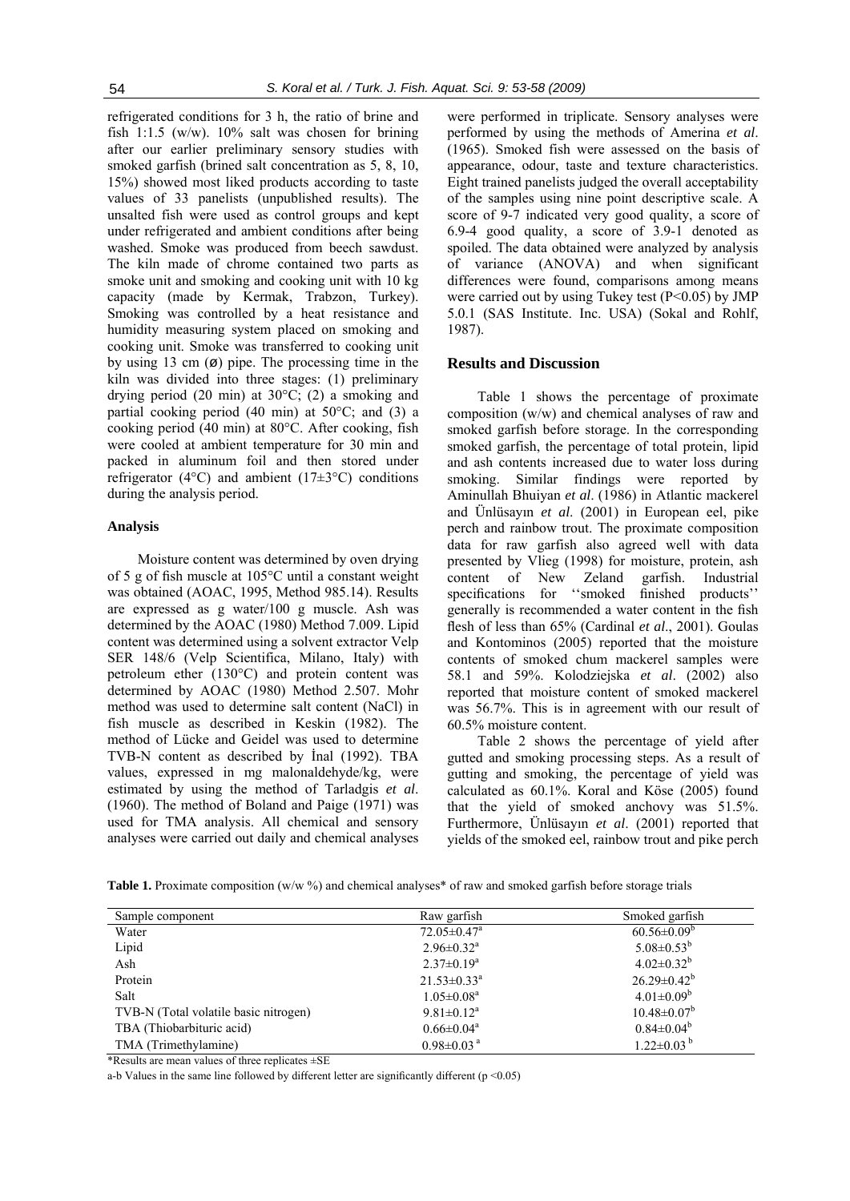refrigerated conditions for 3 h, the ratio of brine and fish 1:1.5 (w/w). 10% salt was chosen for brining after our earlier preliminary sensory studies with smoked garfish (brined salt concentration as 5, 8, 10, 15%) showed most liked products according to taste values of 33 panelists (unpublished results). The unsalted fish were used as control groups and kept under refrigerated and ambient conditions after being washed. Smoke was produced from beech sawdust. The kiln made of chrome contained two parts as smoke unit and smoking and cooking unit with 10 kg capacity (made by Kermak, Trabzon, Turkey). Smoking was controlled by a heat resistance and humidity measuring system placed on smoking and cooking unit. Smoke was transferred to cooking unit by using 13 cm (ø) pipe. The processing time in the kiln was divided into three stages: (1) preliminary drying period (20 min) at 30°C; (2) a smoking and partial cooking period (40 min) at 50°C; and (3) a cooking period (40 min) at 80°C. After cooking, fish were cooled at ambient temperature for 30 min and packed in aluminum foil and then stored under refrigerator (4°C) and ambient (17±3°C) conditions during the analysis period.

### Analysis

Moisture content was determined by oven drying of 5 g of fish muscle at 105°C until a constant weight was obtained (AOAC, 1995, Method 985.14). Results are expressed as g water/100 g muscle. Ash was determined by the AOAC (1980) Method 7.009. Lipid content was determined using a solvent extractor Velp SER 148/6 (Velp Scientifica, Milano, Italy) with petroleum ether (130°C) and protein content was determined by AOAC (1980) Method 2.507. Mohr method was used to determine salt content (NaCl) in fish muscle as described in Keskin (1982). The method of Lücke and Geidel was used to determine TVB-N content as described by İnal (1992). TBA values, expressed in mg malonaldehyde/kg, were estimated by using the method of Tarladgis *et al*. (1960). The method of Boland and Paige (1971) was used for TMA analysis. All chemical and sensory analyses were carried out daily and chemical analyses were performed in triplicate. Sensory analyses were performed by using the methods of Amerina *et al*. (1965). Smoked fish were assessed on the basis of appearance, odour, taste and texture characteristics. Eight trained panelists judged the overall acceptability of the samples using nine point descriptive scale. A score of 9-7 indicated very good quality, a score of 6.9-4 good quality, a score of 3.9-1 denoted as spoiled. The data obtained were analyzed by analysis of variance (ANOVA) and when significant differences were found, comparisons among means were carried out by using Tukey test ($P<0.05$) by JMP 5.0.1 (SAS Institute. Inc. USA) (Sokal and Rohlf, 1987).

## Results and Discussion

Table 1 shows the percentage of proximate composition (w/w) and chemical analyses of raw and smoked garfish before storage. In the corresponding smoked garfish, the percentage of total protein, lipid and ash contents increased due to water loss during smoking. Similar findings were reported by Aminullah Bhuiyan *et al*. (1986) in Atlantic mackerel and Ünlüsayın *et al*. (2001) in European eel, pike perch and rainbow trout. The proximate composition data for raw garfish also agreed well with data presented by Vlieg (1998) for moisture, protein, ash content of New Zeland garfish. Industrial specifications for ''smoked finished products'' generally is recommended a water content in the fish flesh of less than 65% (Cardinal *et al*., 2001). Goulas and Kontominos (2005) reported that the moisture contents of smoked chum mackerel samples were 58.1 and 59%. Kolodziejska *et al*. (2002) also reported that moisture content of smoked mackerel was 56.7%. This is in agreement with our result of 60.5% moisture content.

Table 2 shows the percentage of yield after gutted and smoking processing steps. As a result of gutting and smoking, the percentage of yield was calculated as 60.1%. Koral and Köse (2005) found that the yield of smoked anchovy was 51.5%. Furthermore, Ünlüsayın *et al*. (2001) reported that yields of the smoked eel, rainbow trout and pike perch

**Table 1.** Proximate composition (w/w %) and chemical analyses* of raw and smoked garfish before storage trials

| Sample component | Raw garfish | Smoked garfish |
|---|---|---|
| Water | 72.05±0.47[a] | 60.56±0.09[b] |
| Lipid | 2.96±0.32[a] | 5.08±0.53[b] |
| Ash | 2.37±0.19[a] | 4.02±0.32[b] |
| Protein | 21.53±0.33[a] | 26.29±0.42[b] |
| Salt | 1.05±0.08[a] | 4.01±0.09[b] |
| TVB-N (Total volatile basic nitrogen) | 9.81±0.12[a] | 10.48±0.07[b] |
| TBA (Thiobarbituric acid) | 0.66±0.04[a] | 0.84±0.04[b] |
| TMA (Trimethylamine) | 0.98±0.03[a] | 1.22±0.03[b] |

*Results are mean values of three replicates ±SE

a-b Values in the same line followed by different letter are significantly different ($p<0.05$)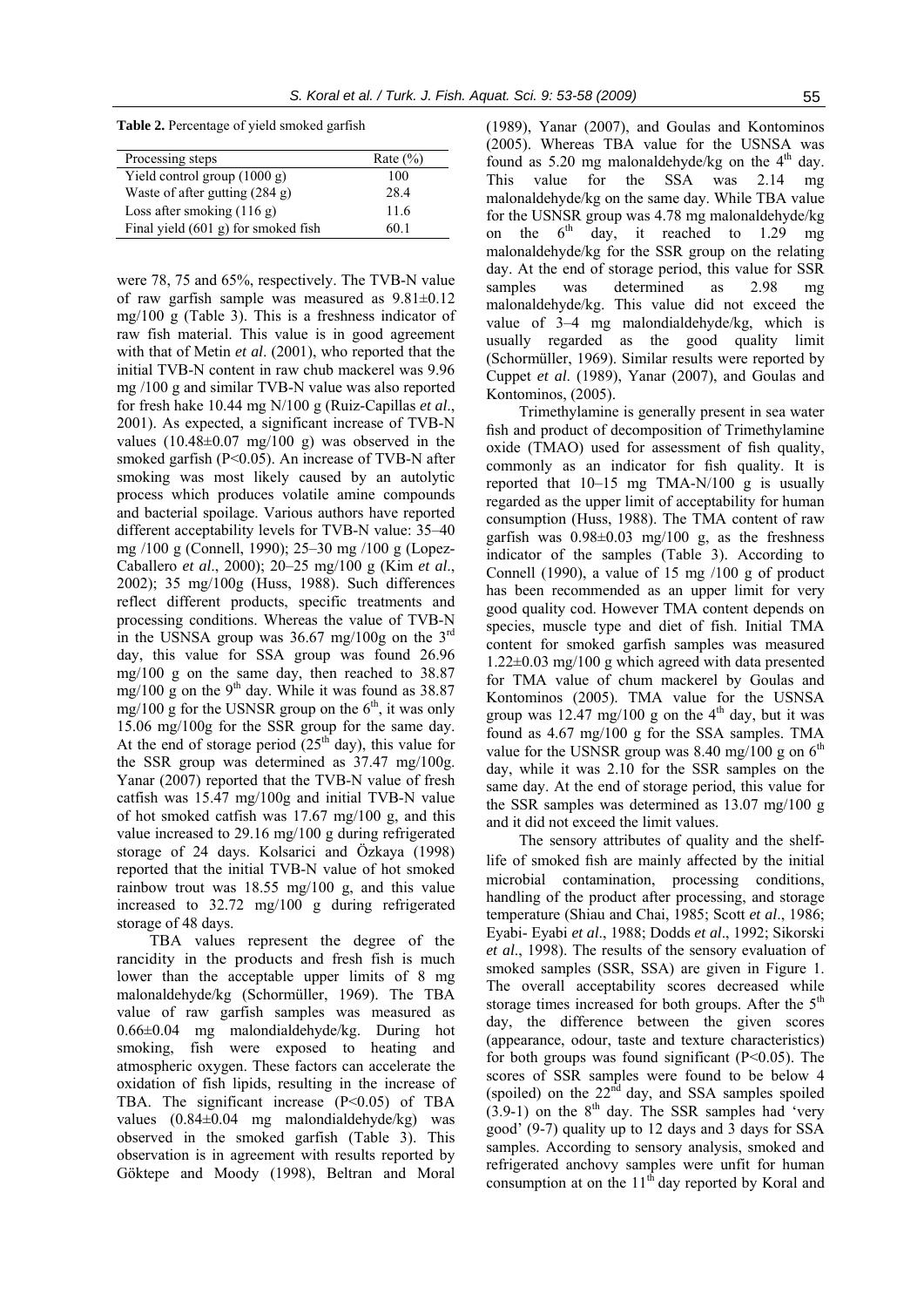**Table 2.** Percentage of yield smoked garfish

| Processing steps | Rate (%) |
|---|---|
| Yield control group (1000 g) | 100 |
| Waste of after gutting (284 g) | 28.4 |
| Loss after smoking (116 g) | 11.6 |
| Final yield (601 g) for smoked fish | 60.1 |

were 78, 75 and 65%, respectively. The TVB-N value of raw garfish sample was measured as 9.81±0.12 mg/100 g (Table 3). This is a freshness indicator of raw fish material. This value is in good agreement with that of Metin *et al*. (2001), who reported that the initial TVB-N content in raw chub mackerel was 9.96 mg /100 g and similar TVB-N value was also reported for fresh hake 10.44 mg N/100 g (Ruiz-Capillas *et al*., 2001). As expected, a significant increase of TVB-N values (10.48±0.07 mg/100 g) was observed in the smoked garfish ($P<0.05$). An increase of TVB-N after smoking was most likely caused by an autolytic process which produces volatile amine compounds and bacterial spoilage. Various authors have reported different acceptability levels for TVB-N value: 35–40 mg /100 g (Connell, 1990); 25–30 mg /100 g (Lopez-Caballero *et al*., 2000); 20–25 mg/100 g (Kim *et al*., 2002); 35 mg/100g (Huss, 1988). Such differences reflect different products, specific treatments and processing conditions. Whereas the value of TVB-N in the USNSA group was 36.67 mg/100g on the 3rd day, this value for SSA group was found 26.96 mg/100 g on the same day, then reached to 38.87 mg/100 g on the 9th day. While it was found as 38.87 mg/100 g for the USNSR group on the 6th, it was only 15.06 mg/100g for the SSR group for the same day. At the end of storage period (25th day), this value for the SSR group was determined as 37.47 mg/100g. Yanar (2007) reported that the TVB-N value of fresh catfish was 15.47 mg/100g and initial TVB-N value of hot smoked catfish was 17.67 mg/100 g, and this value increased to 29.16 mg/100g during refrigerated storage of 24 days. Kolsarici and Özkaya (1998) reported that the initial TVB-N value of hot smoked rainbow trout was 18.55 mg/100 g, and this value increased to 32.72 mg/100 g during refrigerated storage of 48 days.

TBA values represent the degree of the rancidity in the products and fresh fish is much lower than the acceptable upper limits of 8 mg malonaldehyde/kg (Schormüller, 1969). The TBA value of raw garfish samples was measured as 0.66±0.04 mg malondialdehyde/kg. During hot smoking, fish were exposed to heating and atmospheric oxygen. These factors can accelerate the oxidation of fish lipids, resulting in the increase of TBA. The significant increase ($P<0.05$) of TBA values (0.84±0.04 mg malondialdehyde/kg) was observed in the smoked garfish (Table 3). This observation is in agreement with results reported by Göktepe and Moody (1998), Beltran and Moral (1989), Yanar (2007), and Goulas and Kontominos (2005). Whereas TBA value for the USNSA was found as 5.20 mg malonaldehyde/kg on the 4th day. This value for the SSA was 2.14 mg malonaldehyde/kg on the same day. While TBA value for the USNSR group was 4.78 mg malonaldehyde/kg on the 6th day, it reached to 1.29 mg malonaldehyde/kg for the SSR group on the relating day. At the end of storage period, this value for SSR samples was determined as 2.98 mg malonaldehyde/kg. This value did not exceed the value of 3–4 mg malondialdehyde/kg, which is usually regarded as the good quality limit (Schormüller, 1969). Similar results were reported by Cuppet *et al*. (1989), Yanar (2007), and Goulas and Kontominos, (2005).

Trimethylamine is generally present in sea water fish and product of decomposition of Trimethylamine oxide (TMAO) used for assessment of fish quality, commonly as an indicator for fish quality. It is reported that 10–15 mg TMA-N/100 g is usually regarded as the upper limit of acceptability for human consumption (Huss, 1988). The TMA content of raw garfish was 0.98±0.03 mg/100 g, as the freshness indicator of the samples (Table 3). According to Connell (1990), a value of 15 mg /100 g of product has been recommended as an upper limit for very good quality cod. However TMA content depends on species, muscle type and diet of fish. Initial TMA content for smoked garfish samples was measured 1.22±0.03 mg/100 g which agreed with data presented for TMA value of chum mackerel by Goulas and Kontominos (2005). TMA value for the USNSA group was 12.47 mg/100 g on the 4th day, but it was found as 4.67 mg/100 g for the SSA samples. TMA value for the USNSR group was 8.40 mg/100 g on 6th day, while it was 2.10 for the SSR samples on the same day. At the end of storage period, this value for the SSR samples was determined as 13.07 mg/100 g and it did not exceed the limit values.

The sensory attributes of quality and the shelf-life of smoked fish are mainly affected by the initial microbial contamination, processing conditions, handling of the product after processing, and storage temperature (Shiau and Chai, 1985; Scott *et al*., 1986; Eyabi- Eyabi *et al*., 1988; Dodds *et al*., 1992; Sikorski *et al*., 1998). The results of the sensory evaluation of smoked samples (SSR, SSA) are given in Figure 1. The overall acceptability scores decreased while storage times increased for both groups. After the 5th day, the difference between the given scores (appearance, odour, taste and texture characteristics) for both groups was found significant ($P<0.05$). The scores of SSR samples were found to be below 4 (spoiled) on the 22nd day, and SSA samples spoiled (3.9-1) on the 8th day. The SSR samples had 'very good' (9-7) quality up to 12 days and 3 days for SSA samples. According to sensory analysis, smoked and refrigerated anchovy samples were unfit for human consumption at on the 11th day reported by Koral and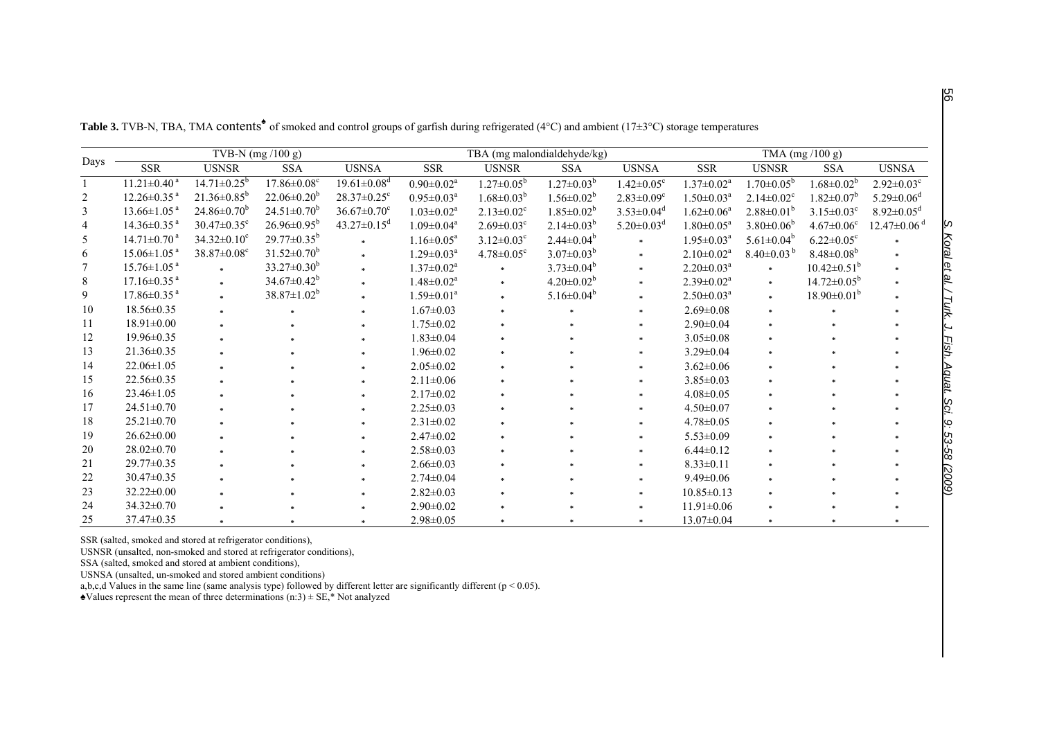**Table 3.** TVB-N, TBA, TMA contents[♠] of smoked and control groups of garfish during refrigerated (4°C) and ambient (17±3°C) storage temperatures

| Days | TVB-N (mg /100 g) | | | | TBA (mg malondialdehyde/kg) | | | | TMA (mg /100 g) | | | |
|---|---|---|---|---|---|---|---|---|---|---|---|---|
| | SSR | USNSR | SSA | USNSA | SSR | USNSR | SSA | USNSA | SSR | USNSR | SSA | USNSA |
| 1 | 11.21±0.40 [a] | 14.71±0.25[b] | 17.86±0.08[c] | 19.61±0.08[d] | 0.90±0.02[a] | 1.27±0.05[b] | 1.27±0.03[b] | 1.42±0.05[c] | 1.37±0.02[a] | 1.70±0.05[b] | 1.68±0.02[b] | 2.92±0.03[c] |
| 2 | 12.26±0.35 [a] | 21.36±0.85[b] | 22.06±0.20[b] | 28.37±0.25[c] | 0.95±0.03[a] | 1.68±0.03[b] | 1.56±0.02[b] | 2.83±0.09[c] | 1.50±0.03[a] | 2.14±0.02[c] | 1.82±0.07[b] | 5.29±0.06[d] |
| 3 | 13.66±1.05 [a] | 24.86±0.70[b] | 24.51±0.70[b] | 36.67±0.70[c] | 1.03±0.02[a] | 2.13±0.02[c] | 1.85±0.02[b] | 3.53±0.04[d] | 1.62±0.06[a] | 2.88±0.01[b] | 3.15±0.03[c] | 8.92±0.05[d] |
| 4 | 14.36±0.35 [a] | 30.47±0.35[c] | 26.96±0.95[b] | 43.27±0.15[d] | 1.09±0.04[a] | 2.69±0.03[c] | 2.14±0.03[b] | 5.20±0.03[d] | 1.80±0.05[a] | 3.80±0.06[b] | 4.67±0.06[c] | 12.47±0.06 [d] |
| 5 | 14.71±0.70 [a] | 34.32±0.10[c] | 29.77±0.35[b] | * | 1.16±0.05[a] | 3.12±0.03[c] | 2.44±0.04[b] | * | 1.95±0.03[a] | 5.61±0.04[b] | 6.22±0.05[c] | * |
| 6 | 15.06±1.05 [a] | 38.87±0.08[c] | 31.52±0.70[b] | * | 1.29±0.03[a] | 4.78±0.05[c] | 3.07±0.03[b] | * | 2.10±0.02[a] | 8.40±0.03 [b] | 8.48±0.08[b] | * |
| 7 | 15.76±1.05 [a] | * | 33.27±0.30[b] | * | 1.37±0.02[a] | * | 3.73±0.04[b] | * | 2.20±0.03[a] | * | 10.42±0.51[b] | * |
| 8 | 17.16±0.35 [a] | * | 34.67±0.42[b] | * | 1.48±0.02[a] | * | 4.20±0.02[b] | * | 2.39±0.02[a] | * | 14.72±0.05[b] | * |
| 9 | 17.86±0.35 [a] | * | 38.87±1.02[b] | * | 1.59±0.01[a] | * | 5.16±0.04[b] | * | 2.50±0.03[a] | * | 18.90±0.01[b] | * |
| 10 | 18.56±0.35 | * | * | * | 1.67±0.03 | * | * | * | 2.69±0.08 | * | * | * |
| 11 | 18.91±0.00 | * | * | * | 1.75±0.02 | * | * | * | 2.90±0.04 | * | * | * |
| 12 | 19.96±0.35 | * | * | * | 1.83±0.04 | * | * | * | 3.05±0.08 | * | * | * |
| 13 | 21.36±0.35 | * | * | * | 1.96±0.02 | * | * | * | 3.29±0.04 | * | * | * |
| 14 | 22.06±1.05 | * | * | * | 2.05±0.02 | * | * | * | 3.62±0.06 | * | * | * |
| 15 | 22.56±0.35 | * | * | * | 2.11±0.06 | * | * | * | 3.85±0.03 | * | * | * |
| 16 | 23.46±1.05 | * | * | * | 2.17±0.02 | * | * | * | 4.08±0.05 | * | * | * |
| 17 | 24.51±0.70 | * | * | * | 2.25±0.03 | * | * | * | 4.50±0.07 | * | * | * |
| 18 | 25.21±0.70 | * | * | * | 2.31±0.02 | * | * | * | 4.78±0.05 | * | * | * |
| 19 | 26.62±0.00 | * | * | * | 2.47±0.02 | * | * | * | 5.53±0.09 | * | * | * |
| 20 | 28.02±0.70 | * | * | * | 2.58±0.03 | * | * | * | 6.44±0.12 | * | * | * |
| 21 | 29.77±0.35 | * | * | * | 2.66±0.03 | * | * | * | 8.33±0.11 | * | * | * |
| 22 | 30.47±0.35 | * | * | * | 2.74±0.04 | * | * | * | 9.49±0.06 | * | * | * |
| 23 | 32.22±0.00 | * | * | * | 2.82±0.03 | * | * | * | 10.85±0.13 | * | * | * |
| 24 | 34.32±0.70 | * | * | * | 2.90±0.02 | * | * | * | 11.91±0.06 | * | * | * |
| 25 | 37.47±0.35 | * | * | * | 2.98±0.05 | * | * | * | 13.07±0.04 | * | * | * |

SSR (salted, smoked and stored at refrigerator conditions),
USNSR (unsalted, non-smoked and stored at refrigerator conditions),
SSA (salted, smoked and stored at ambient conditions),
USNSA (unsalted, un-smoked and stored ambient conditions)
a,b,c,d Values in the same line (same analysis type) followed by different letter are significantly different ($p < 0.05$).
♠Values represent the mean of three determinations (n:3) ± SE,* Not analyzed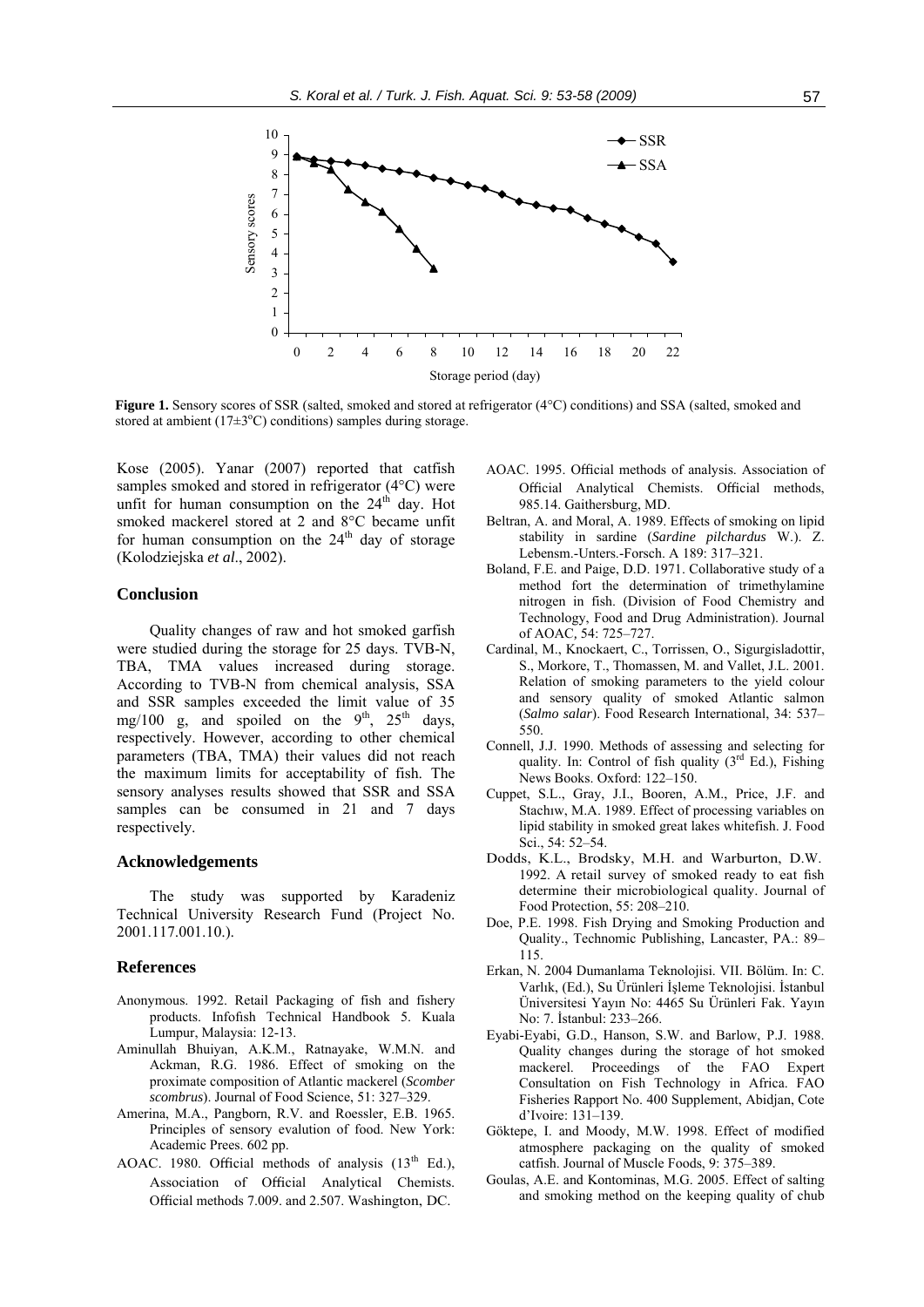Figure 1. Sensory scores of SSR (salted, smoked and stored at refrigerator (4°C) conditions) and SSA (salted, smoked and stored at ambient (17±3°C) conditions) samples during storage.

Kose (2005). Yanar (2007) reported that catfish samples smoked and stored in refrigerator (4°C) were unfit for human consumption on the 24th day. Hot smoked mackerel stored at 2 and 8°C became unfit for human consumption on the 24th day of storage (Kolodziejska *et al*., 2002).

## Conclusion

Quality changes of raw and hot smoked garfish were studied during the storage for 25 days. TVB-N, TBA, TMA values increased during storage. According to TVB-N from chemical analysis, SSA and SSR samples exceeded the limit value of 35 mg/100 g, and spoiled on the 9th, 25th days, respectively. However, according to other chemical parameters (TBA, TMA) their values did not reach the maximum limits for acceptability of fish. The sensory analyses results showed that SSR and SSA samples can be consumed in 21 and 7 days respectively.

## Acknowledgements

The study was supported by Karadeniz Technical University Research Fund (Project No. 2001.117.001.10.).

## References

Anonymous. 1992. Retail Packaging of fish and fishery products. Infofish Technical Handbook 5. Kuala Lumpur, Malaysia: 12-13.

Aminullah Bhuiyan, A.K.M., Ratnayake, W.M.N. and Ackman, R.G. 1986. Effect of smoking on the proximate composition of Atlantic mackerel (*Scomber scombrus*). Journal of Food Science, 51: 327–329.

Amerina, M.A., Pangborn, R.V. and Roessler, E.B. 1965. Principles of sensory evalution of food. New York: Academic Prees. 602 pp.

AOAC. 1980. Official methods of analysis (13th Ed.), Association of Official Analytical Chemists. Official methods 7.009. and 2.507. Washington, DC.

AOAC. 1995. Official methods of analysis. Association of Official Analytical Chemists. Official methods, 985.14. Gaithersburg, MD.

Beltran, A. and Moral, A. 1989. Effects of smoking on lipid stability in sardine (*Sardine pilchardus* W.). Z. Lebensm.-Unters.-Forsch. A 189: 317–321.

Boland, F.E. and Paige, D.D. 1971. Collaborative study of a method fort the determination of trimethylamine nitrogen in fish. (Division of Food Chemistry and Technology, Food and Drug Administration). Journal of AOAC, 54: 725–727.

Cardinal, M., Knockaert, C., Torrissen, O., Sigurgisladottir, S., Morkore, T., Thomassen, M. and Vallet, J.L. 2001. Relation of smoking parameters to the yield colour and sensory quality of smoked Atlantic salmon (*Salmo salar*). Food Research International, 34: 537–550.

Connell, J.J. 1990. Methods of assessing and selecting for quality. In: Control of fish quality (3rd Ed.), Fishing News Books. Oxford: 122–150.

Cuppet, S.L., Gray, J.I., Booren, A.M., Price, J.F. and Stachıw, M.A. 1989. Effect of processing variables on lipid stability in smoked great lakes whitefish. J. Food Sci., 54: 52–54.

Dodds, K.L., Brodsky, M.H. and Warburton, D.W. 1992. A retail survey of smoked ready to eat fish determine their microbiological quality. Journal of Food Protection, 55: 208–210.

Doe, P.E. 1998. Fish Drying and Smoking Production and Quality., Technomic Publishing, Lancaster, PA.: 89–115.

Erkan, N. 2004 Dumanlama Teknolojisi. VII. Bölüm. In: C. Varlık, (Ed.), Su Ürünleri İşleme Teknolojisi. İstanbul Üniversitesi Yayın No: 4465 Su Ürünleri Fak. Yayın No: 7. İstanbul: 233–266.

Eyabi-Eyabi, G.D., Hanson, S.W. and Barlow, P.J. 1988. Quality changes during the storage of hot smoked mackerel. Proceedings of the FAO Expert Consultation on Fish Technology in Africa. FAO Fisheries Rapport No. 400 Supplement, Abidjan, Cote d'Ivoire: 131–139.

Göktepe, I. and Moody, M.W. 1998. Effect of modified atmosphere packaging on the quality of smoked catfish. Journal of Muscle Foods, 9: 375–389.

Goulas, A.E. and Kontominas, M.G. 2005. Effect of salting and smoking method on the keeping quality of chub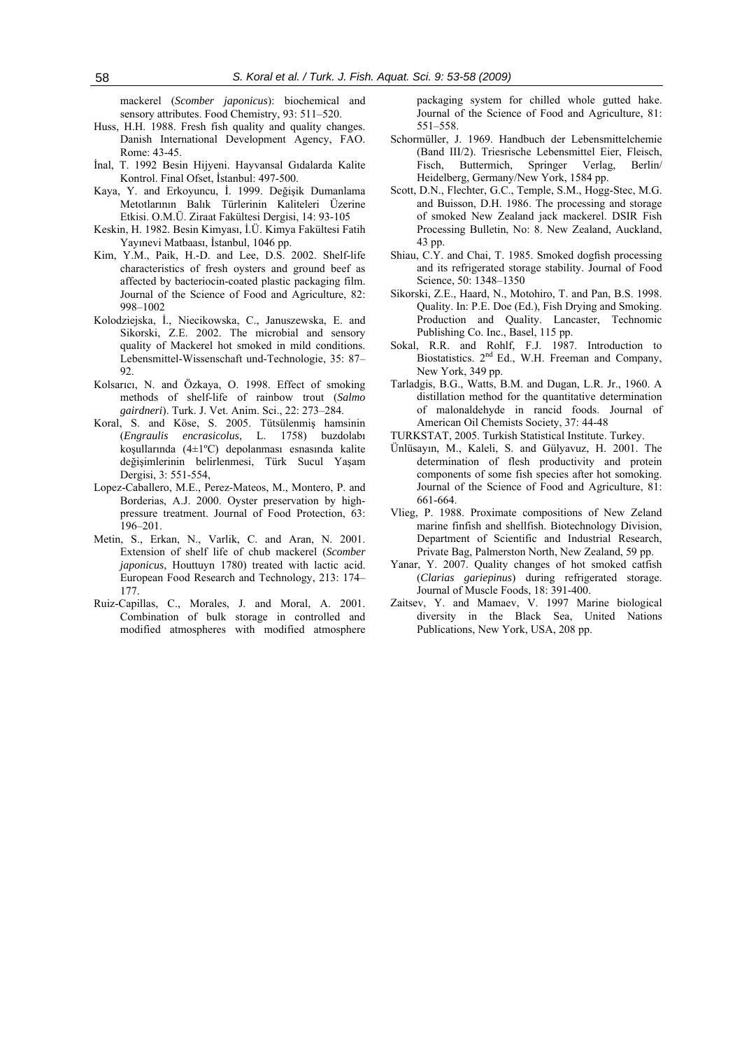mackerel (*Scomber japonicus*): biochemical and sensory attributes. Food Chemistry, 93: 511–520.

Huss, H.H. 1988. Fresh fish quality and quality changes. Danish International Development Agency, FAO. Rome: 43-45.

İnal, T. 1992 Besin Hijyeni. Hayvansal Gıdalarda Kalite Kontrol. Final Ofset, İstanbul: 497-500.

Kaya, Y. and Erkoyuncu, İ. 1999. Değişik Dumanlama Metotlarının Balık Türlerinin Kaliteleri Üzerine Etkisi. O.M.Ü. Ziraat Fakültesi Dergisi, 14: 93-105

Keskin, H. 1982. Besin Kimyası, İ.Ü. Kimya Fakültesi Fatih Yayınevi Matbaası, İstanbul, 1046 pp.

Kim, Y.M., Paik, H.-D. and Lee, D.S. 2002. Shelf-life characteristics of fresh oysters and ground beef as affected by bacteriocin-coated plastic packaging film. Journal of the Science of Food and Agriculture, 82: 998–1002

Kolodziejska, İ., Niecikowska, C., Januszewska, E. and Sikorski, Z.E. 2002. The microbial and sensory quality of Mackerel hot smoked in mild conditions. Lebensmittel-Wissenschaft und-Technologie, 35: 87–92.

Kolsarıcı, N. and Özkaya, O. 1998. Effect of smoking methods of shelf-life of rainbow trout (*Salmo gairdneri*). Turk. J. Vet. Anim. Sci., 22: 273–284.

Koral, S. and Köse, S. 2005. Tütsülenmiş hamsinin (*Engraulis encrasicolus*, L. 1758) buzdolabı koşullarında (4±1ºC) depolanması esnasında kalite değişimlerinin belirlenmesi, Türk Sucul Yaşam Dergisi, 3: 551-554,

Lopez-Caballero, M.E., Perez-Mateos, M., Montero, P. and Borderias, A.J. 2000. Oyster preservation by high-pressure treatment. Journal of Food Protection, 63: 196–201.

Metin, S., Erkan, N., Varlik, C. and Aran, N. 2001. Extension of shelf life of chub mackerel (*Scomber japonicus*, Houttuyn 1780) treated with lactic acid. European Food Research and Technology, 213: 174–177.

Ruiz-Capillas, C., Morales, J. and Moral, A. 2001. Combination of bulk storage in controlled and modified atmospheres with modified atmosphere packaging system for chilled whole gutted hake. Journal of the Science of Food and Agriculture, 81: 551–558.

Schormüller, J. 1969. Handbuch der Lebensmittelchemie (Band III/2). Triesrische Lebensmittel Eier, Fleisch, Fisch, Buttermich, Springer Verlag, Berlin/ Heidelberg, Germany/New York, 1584 pp.

Scott, D.N., Flechter, G.C., Temple, S.M., Hogg-Stec, M.G. and Buisson, D.H. 1986. The processing and storage of smoked New Zealand jack mackerel. DSIR Fish Processing Bulletin, No: 8. New Zealand, Auckland, 43 pp.

Shiau, C.Y. and Chai, T. 1985. Smoked dogfish processing and its refrigerated storage stability. Journal of Food Science, 50: 1348–1350

Sikorski, Z.E., Haard, N., Motohiro, T. and Pan, B.S. 1998. Quality. In: P.E. Doe (Ed.), Fish Drying and Smoking. Production and Quality. Lancaster, Technomic Publishing Co. Inc., Basel, 115 pp.

Sokal, R.R. and Rohlf, F.J. 1987. Introduction to Biostatistics. 2nd Ed., W.H. Freeman and Company, New York, 349 pp.

Tarladgis, B.G., Watts, B.M. and Dugan, L.R. Jr., 1960. A distillation method for the quantitative determination of malonaldehyde in rancid foods. Journal of American Oil Chemists Society, 37: 44-48

TURKSTAT, 2005. Turkish Statistical Institute. Turkey.

Ünlüsayın, M., Kaleli, S. and Gülyavuz, H. 2001. The determination of flesh productivity and protein components of some fish species after hot somoking. Journal of the Science of Food and Agriculture, 81: 661-664.

Vlieg, P. 1988. Proximate compositions of New Zeland marine finfish and shellfish. Biotechnology Division, Department of Scientific and Industrial Research, Private Bag, Palmerston North, New Zealand, 59 pp.

Yanar, Y. 2007. Quality changes of hot smoked catfish (*Clarias gariepinus*) during refrigerated storage. Journal of Muscle Foods, 18: 391-400.

Zaitsev, Y. and Mamaev, V. 1997 Marine biological diversity in the Black Sea, United Nations Publications, New York, USA, 208 pp.